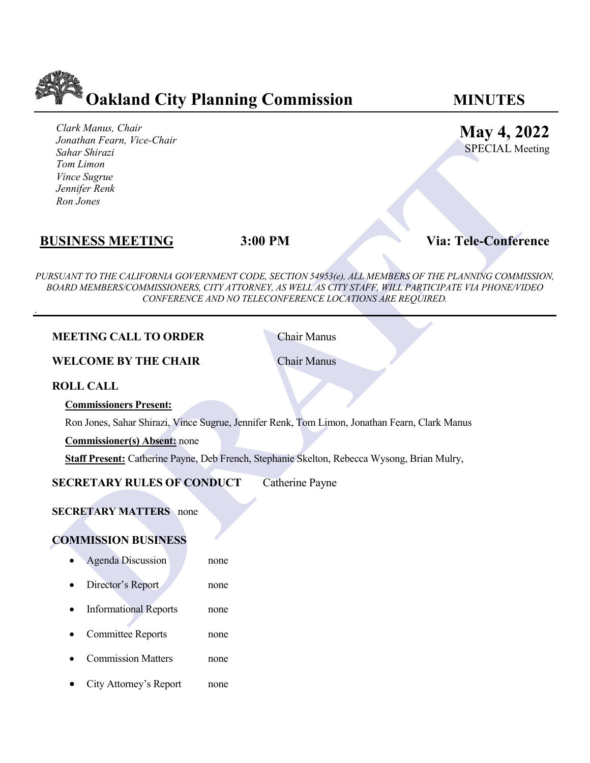# Oakland City Planning Commission

**MINUTES**

*Clark Manus, Chair*
*Jonathan Fearn, Vice-Chair*
*Sahar Shirazi*
*Tom Limon*
*Vince Sugrue*
*Jennifer Renk*
*Ron Jones*

**May 4, 2022**
SPECIAL Meeting

**BUSINESS MEETING** **3:00 PM** **Via: Tele-Conference**

*PURSUANT TO THE CALIFORNIA GOVERNMENT CODE, SECTION 54953(e), ALL MEMBERS OF THE PLANNING COMMISSION, BOARD MEMBERS/COMMISSIONERS, CITY ATTORNEY, AS WELL AS CITY STAFF, WILL PARTICIPATE VIA PHONE/VIDEO CONFERENCE AND NO TELECONFERENCE LOCATIONS ARE REQUIRED.*

---

**MEETING CALL TO ORDER** Chair Manus

**WELCOME BY THE CHAIR** Chair Manus

**ROLL CALL**

**Commissioners Present:**

Ron Jones, Sahar Shirazi, Vince Sugrue, Jennifer Renk, Tom Limon, Jonathan Fearn, Clark Manus

**Commissioner(s) Absent:** none

**Staff Present:** Catherine Payne, Deb French, Stephanie Skelton, Rebecca Wysong, Brian Mulry,

**SECRETARY RULES OF CONDUCT** Catherine Payne

**SECRETARY MATTERS** none

**COMMISSION BUSINESS**

- Agenda Discussion none
- Director's Report none
- Informational Reports none
- Committee Reports none
- Commission Matters none
- City Attorney's Report none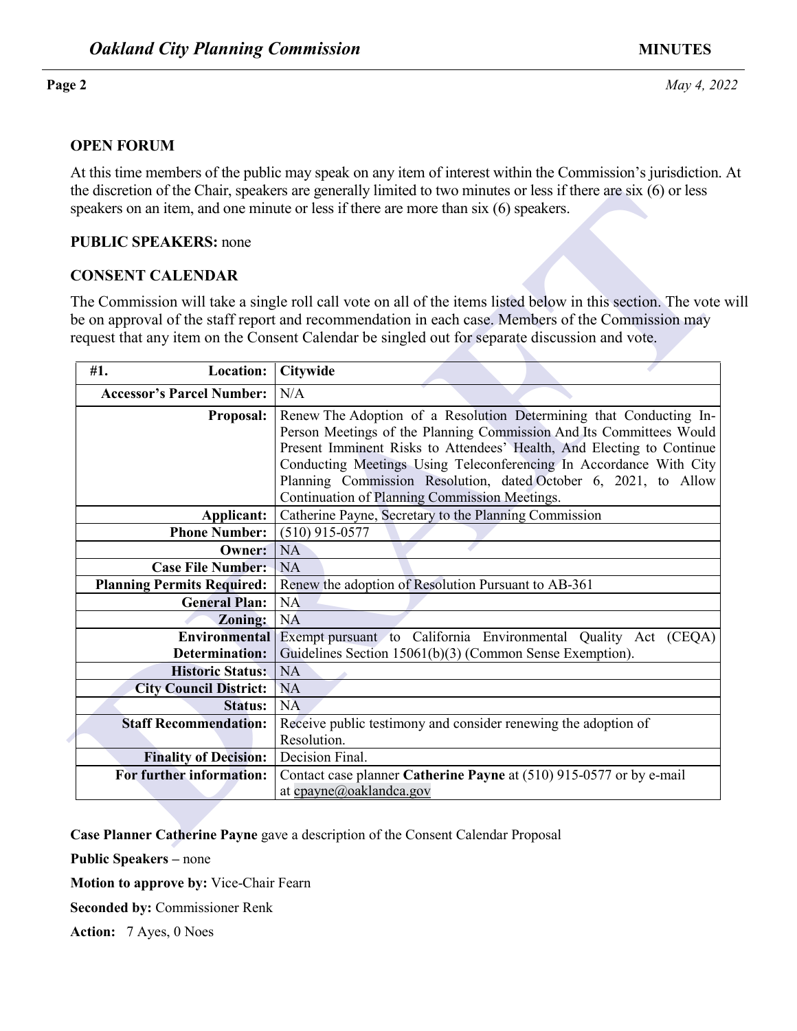**OPEN FORUM**

At this time members of the public may speak on any item of interest within the Commission's jurisdiction. At the discretion of the Chair, speakers are generally limited to two minutes or less if there are six (6) or less speakers on an item, and one minute or less if there are more than six (6) speakers.

**PUBLIC SPEAKERS:** none

**CONSENT CALENDAR**

The Commission will take a single roll call vote on all of the items listed below in this section. The vote will be on approval of the staff report and recommendation in each case. Members of the Commission may request that any item on the Consent Calendar be singled out for separate discussion and vote.

| **#1. Location:** | **Citywide** |
|---|---|
| **Accessor's Parcel Number:** | N/A |
| **Proposal:** | Renew The Adoption of a Resolution Determining that Conducting In-Person Meetings of the Planning Commission And Its Committees Would Present Imminent Risks to Attendees' Health, And Electing to Continue Conducting Meetings Using Teleconferencing In Accordance With City Planning Commission Resolution, dated October 6, 2021, to Allow Continuation of Planning Commission Meetings. |
| **Applicant:** | Catherine Payne, Secretary to the Planning Commission |
| **Phone Number:** | (510) 915-0577 |
| **Owner:** | NA |
| **Case File Number:** | NA |
| **Planning Permits Required:** | Renew the adoption of Resolution Pursuant to AB-361 |
| **General Plan:** | NA |
| **Zoning:** | NA |
| **Environmental Determination:** | Exempt pursuant to California Environmental Quality Act (CEQA) Guidelines Section 15061(b)(3) (Common Sense Exemption). |
| **Historic Status:** | NA |
| **City Council District:** | NA |
| **Status:** | NA |
| **Staff Recommendation:** | Receive public testimony and consider renewing the adoption of Resolution. |
| **Finality of Decision:** | Decision Final. |
| **For further information:** | Contact case planner **Catherine Payne** at (510) 915-0577 or by e-mail at cpayne@oaklandca.gov |

**Case Planner Catherine Payne** gave a description of the Consent Calendar Proposal

**Public Speakers –** none

**Motion to approve by:** Vice-Chair Fearn

**Seconded by:** Commissioner Renk

**Action:** 7 Ayes, 0 Noes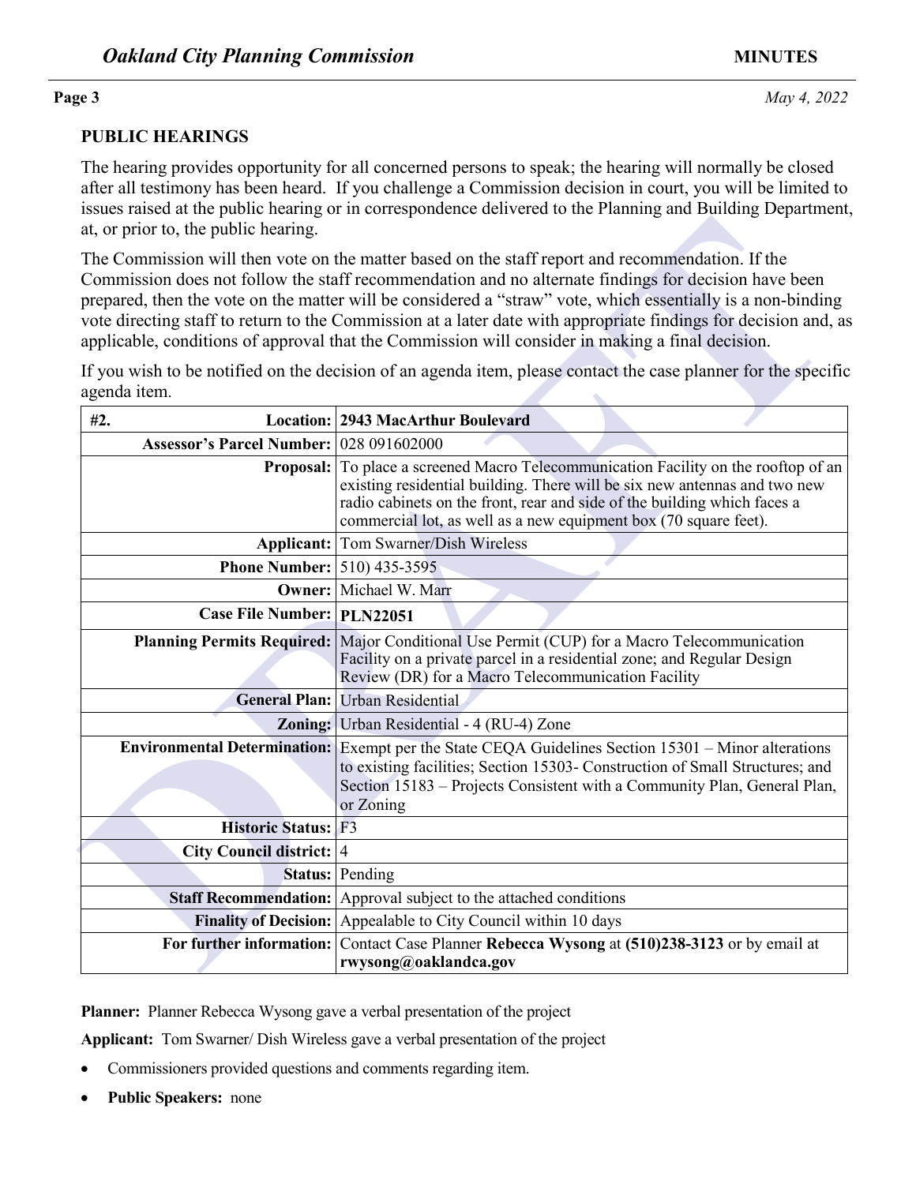## PUBLIC HEARINGS

The hearing provides opportunity for all concerned persons to speak; the hearing will normally be closed after all testimony has been heard. If you challenge a Commission decision in court, you will be limited to issues raised at the public hearing or in correspondence delivered to the Planning and Building Department, at, or prior to, the public hearing.

The Commission will then vote on the matter based on the staff report and recommendation. If the Commission does not follow the staff recommendation and no alternate findings for decision have been prepared, then the vote on the matter will be considered a "straw" vote, which essentially is a non-binding vote directing staff to return to the Commission at a later date with appropriate findings for decision and, as applicable, conditions of approval that the Commission will consider in making a final decision.

If you wish to be notified on the decision of an agenda item, please contact the case planner for the specific agenda item.

| **#2. Location:** | **2943 MacArthur Boulevard** |
|---|---|
| **Assessor's Parcel Number:** | 028 091602000 |
| **Proposal:** | To place a screened Macro Telecommunication Facility on the rooftop of an existing residential building. There will be six new antennas and two new radio cabinets on the front, rear and side of the building which faces a commercial lot, as well as a new equipment box (70 square feet). |
| **Applicant:** | Tom Swarner/Dish Wireless |
| **Phone Number:** | 510) 435-3595 |
| **Owner:** | Michael W. Marr |
| **Case File Number:** | **PLN22051** |
| **Planning Permits Required:** | Major Conditional Use Permit (CUP) for a Macro Telecommunication Facility on a private parcel in a residential zone; and Regular Design Review (DR) for a Macro Telecommunication Facility |
| **General Plan:** | Urban Residential |
| **Zoning:** | Urban Residential - 4 (RU-4) Zone |
| **Environmental Determination:** | Exempt per the State CEQA Guidelines Section 15301 – Minor alterations to existing facilities; Section 15303- Construction of Small Structures; and Section 15183 – Projects Consistent with a Community Plan, General Plan, or Zoning |
| **Historic Status:** | F3 |
| **City Council district:** | 4 |
| **Status:** | Pending |
| **Staff Recommendation:** | Approval subject to the attached conditions |
| **Finality of Decision:** | Appealable to City Council within 10 days |
| **For further information:** | Contact Case Planner **Rebecca Wysong** at **(510)238-3123** or by email at **rwysong@oaklandca.gov** |

**Planner:** Planner Rebecca Wysong gave a verbal presentation of the project

**Applicant:** Tom Swarner/ Dish Wireless gave a verbal presentation of the project

- Commissioners provided questions and comments regarding item.
- **Public Speakers:** none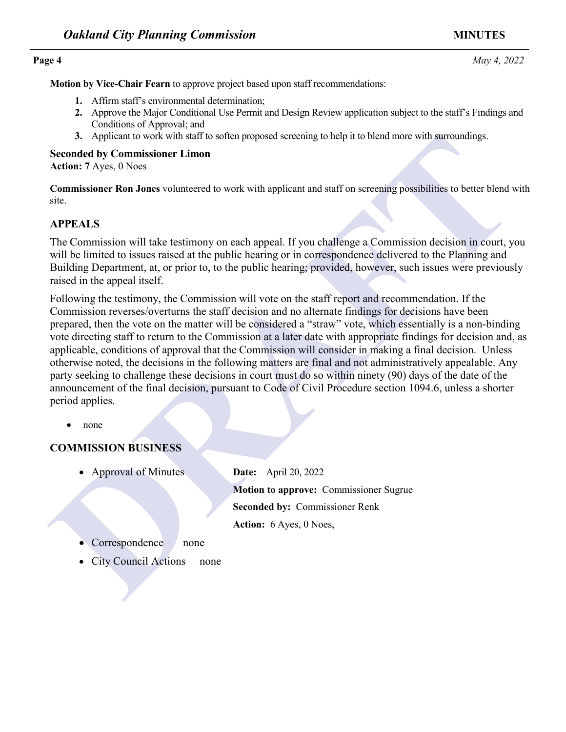**Motion by Vice-Chair Fearn** to approve project based upon staff recommendations:

1. Affirm staff's environmental determination;
2. Approve the Major Conditional Use Permit and Design Review application subject to the staff's Findings and Conditions of Approval; and
3. Applicant to work with staff to soften proposed screening to help it to blend more with surroundings.

**Seconded by Commissioner Limon**
**Action: 7** Ayes, 0 Noes

**Commissioner Ron Jones** volunteered to work with applicant and staff on screening possibilities to better blend with site.

## APPEALS

The Commission will take testimony on each appeal. If you challenge a Commission decision in court, you will be limited to issues raised at the public hearing or in correspondence delivered to the Planning and Building Department, at, or prior to, to the public hearing; provided, however, such issues were previously raised in the appeal itself.

Following the testimony, the Commission will vote on the staff report and recommendation. If the Commission reverses/overturns the staff decision and no alternate findings for decisions have been prepared, then the vote on the matter will be considered a "straw" vote, which essentially is a non-binding vote directing staff to return to the Commission at a later date with appropriate findings for decision and, as applicable, conditions of approval that the Commission will consider in making a final decision. Unless otherwise noted, the decisions in the following matters are final and not administratively appealable. Any party seeking to challenge these decisions in court must do so within ninety (90) days of the date of the announcement of the final decision, pursuant to Code of Civil Procedure section 1094.6, unless a shorter period applies.

- none

## COMMISSION BUSINESS

- Approval of Minutes
  - **Date:** April 20, 2022
  - **Motion to approve:** Commissioner Sugrue
  - **Seconded by:** Commissioner Renk
  - **Action:** 6 Ayes, 0 Noes,
- Correspondence none
- City Council Actions none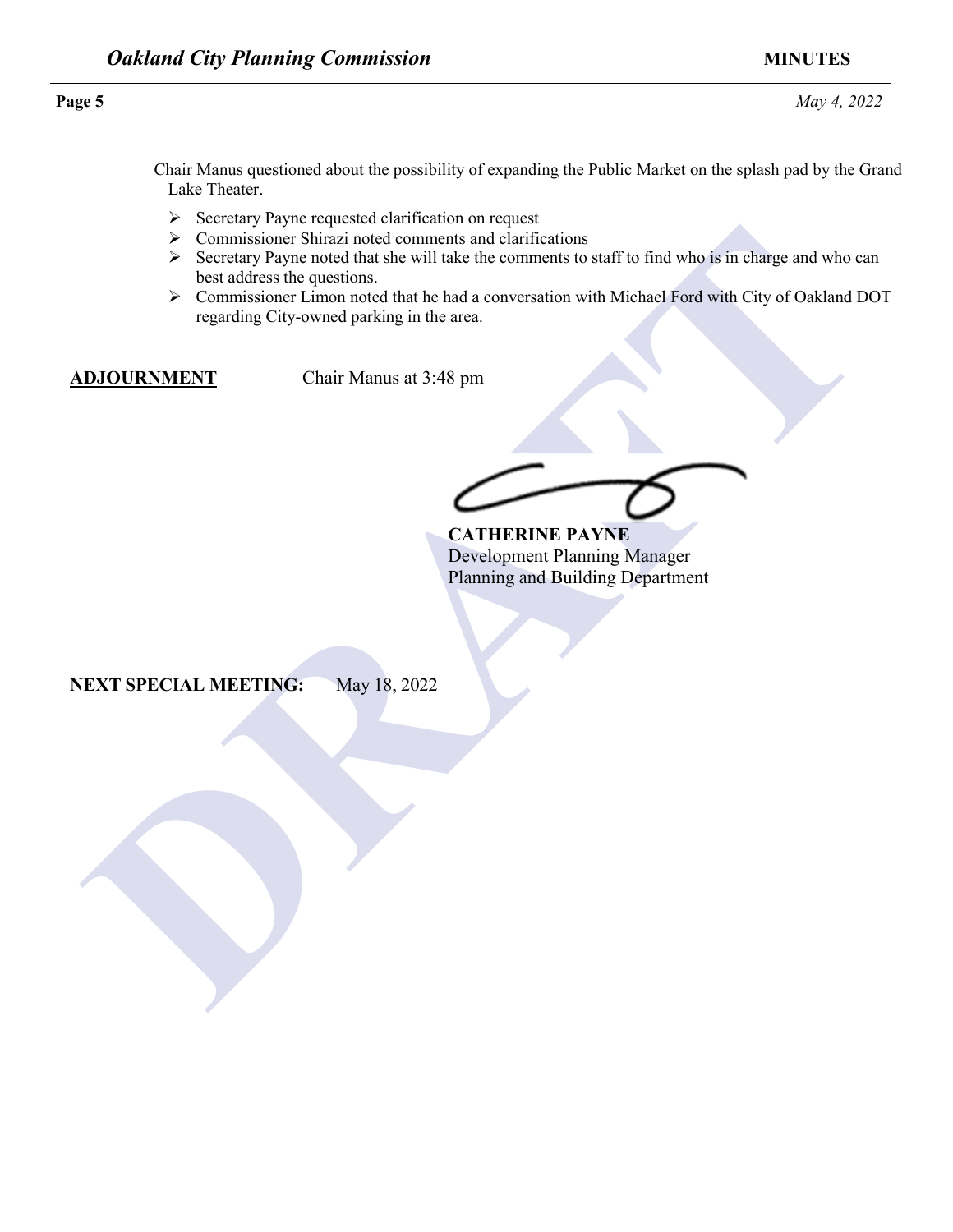Chair Manus questioned about the possibility of expanding the Public Market on the splash pad by the Grand Lake Theater.

- Secretary Payne requested clarification on request
- Commissioner Shirazi noted comments and clarifications
- Secretary Payne noted that she will take the comments to staff to find who is in charge and who can best address the questions.
- Commissioner Limon noted that he had a conversation with Michael Ford with City of Oakland DOT regarding City-owned parking in the area.

**ADJOURNMENT** Chair Manus at 3:48 pm

**CATHERINE PAYNE**
Development Planning Manager
Planning and Building Department

**NEXT SPECIAL MEETING:** May 18, 2022